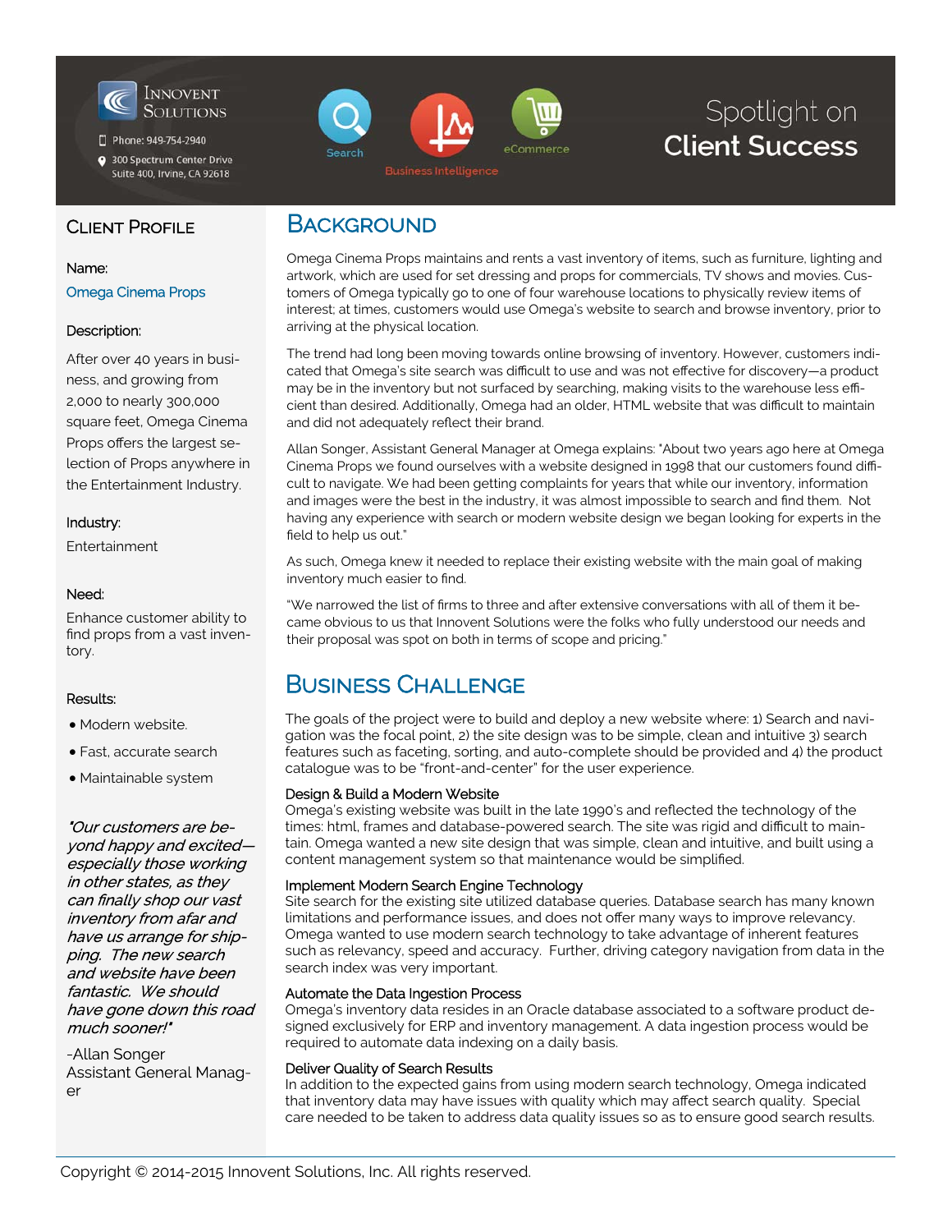Innovent Solutions

Phone: 949-754-2940

300 Spectrum Center Drive
Suite 400, Irvine, CA 92618

Search | Business Intelligence | eCommerce

# Spotlight on **Client Success**

## Client Profile

**Name:**

Omega Cinema Props

**Description:**

After over 40 years in business, and growing from 2,000 to nearly 300,000 square feet, Omega Cinema Props offers the largest selection of Props anywhere in the Entertainment Industry.

**Industry:**

Entertainment

**Need:**

Enhance customer ability to find props from a vast inventory.

**Results:**

- Modern website.
- Fast, accurate search
- Maintainable system

*"Our customers are beyond happy and excited—especially those working in other states, as they can finally shop our vast inventory from afar and have us arrange for shipping. The new search and website have been fantastic. We should have gone down this road much sooner!"*

-Allan Songer
Assistant General Manager

## Background

Omega Cinema Props maintains and rents a vast inventory of items, such as furniture, lighting and artwork, which are used for set dressing and props for commercials, TV shows and movies. Customers of Omega typically go to one of four warehouse locations to physically review items of interest; at times, customers would use Omega's website to search and browse inventory, prior to arriving at the physical location.

The trend had long been moving towards online browsing of inventory. However, customers indicated that Omega's site search was difficult to use and was not effective for discovery—a product may be in the inventory but not surfaced by searching, making visits to the warehouse less efficient than desired. Additionally, Omega had an older, HTML website that was difficult to maintain and did not adequately reflect their brand.

Allan Songer, Assistant General Manager at Omega explains: "About two years ago here at Omega Cinema Props we found ourselves with a website designed in 1998 that our customers found difficult to navigate. We had been getting complaints for years that while our inventory, information and images were the best in the industry, it was almost impossible to search and find them. Not having any experience with search or modern website design we began looking for experts in the field to help us out."

As such, Omega knew it needed to replace their existing website with the main goal of making inventory much easier to find.

"We narrowed the list of firms to three and after extensive conversations with all of them it became obvious to us that Innovent Solutions were the folks who fully understood our needs and their proposal was spot on both in terms of scope and pricing."

## Business Challenge

The goals of the project were to build and deploy a new website where: 1) Search and navigation was the focal point, 2) the site design was to be simple, clean and intuitive 3) search features such as faceting, sorting, and auto-complete should be provided and 4) the product catalogue was to be "front-and-center" for the user experience.

**Design & Build a Modern Website**
Omega's existing website was built in the late 1990's and reflected the technology of the times: html, frames and database-powered search. The site was rigid and difficult to maintain. Omega wanted a new site design that was simple, clean and intuitive, and built using a content management system so that maintenance would be simplified.

**Implement Modern Search Engine Technology**
Site search for the existing site utilized database queries. Database search has many known limitations and performance issues, and does not offer many ways to improve relevancy. Omega wanted to use modern search technology to take advantage of inherent features such as relevancy, speed and accuracy. Further, driving category navigation from data in the search index was very important.

**Automate the Data Ingestion Process**
Omega's inventory data resides in an Oracle database associated to a software product designed exclusively for ERP and inventory management. A data ingestion process would be required to automate data indexing on a daily basis.

**Deliver Quality of Search Results**
In addition to the expected gains from using modern search technology, Omega indicated that inventory data may have issues with quality which may affect search quality. Special care needed to be taken to address data quality issues so as to ensure good search results.

Copyright © 2014-2015 Innovent Solutions, Inc. All rights reserved.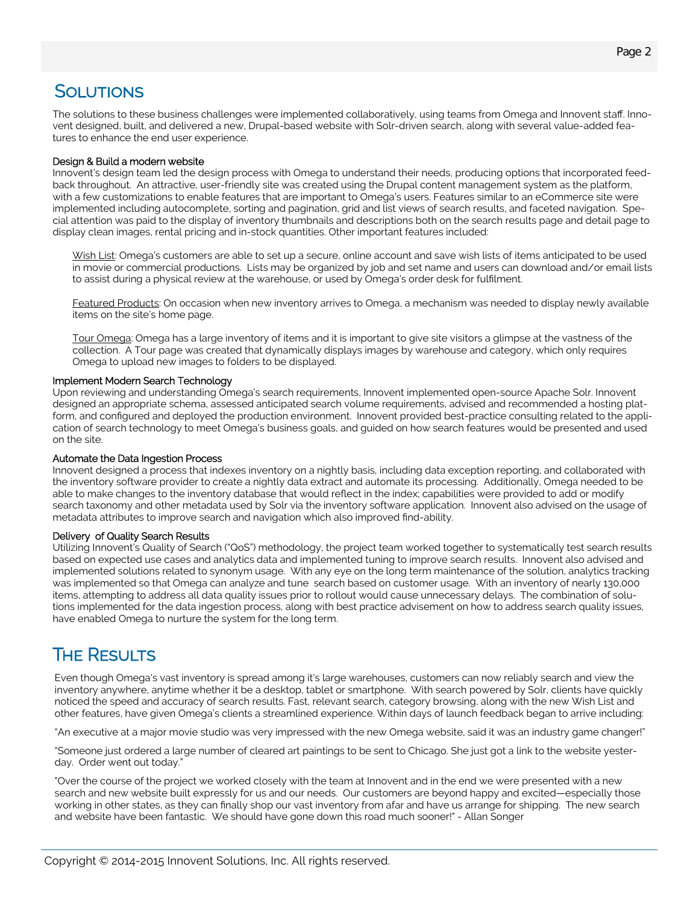## Solutions

The solutions to these business challenges were implemented collaboratively, using teams from Omega and Innovent staff. Innovent designed, built, and delivered a new, Drupal-based website with Solr-driven search, along with several value-added features to enhance the end user experience.

### Design & Build a modern website

Innovent's design team led the design process with Omega to understand their needs, producing options that incorporated feedback throughout. An attractive, user-friendly site was created using the Drupal content management system as the platform, with a few customizations to enable features that are important to Omega's users. Features similar to an eCommerce site were implemented including autocomplete, sorting and pagination, grid and list views of search results, and faceted navigation. Special attention was paid to the display of inventory thumbnails and descriptions both on the search results page and detail page to display clean images, rental pricing and in-stock quantities. Other important features included:

Wish List: Omega's customers are able to set up a secure, online account and save wish lists of items anticipated to be used in movie or commercial productions. Lists may be organized by job and set name and users can download and/or email lists to assist during a physical review at the warehouse, or used by Omega's order desk for fulfilment.

Featured Products: On occasion when new inventory arrives to Omega, a mechanism was needed to display newly available items on the site's home page.

Tour Omega: Omega has a large inventory of items and it is important to give site visitors a glimpse at the vastness of the collection. A Tour page was created that dynamically displays images by warehouse and category, which only requires Omega to upload new images to folders to be displayed.

### Implement Modern Search Technology

Upon reviewing and understanding Omega's search requirements, Innovent implemented open-source Apache Solr. Innovent designed an appropriate schema, assessed anticipated search volume requirements, advised and recommended a hosting platform, and configured and deployed the production environment. Innovent provided best-practice consulting related to the application of search technology to meet Omega's business goals, and guided on how search features would be presented and used on the site.

### Automate the Data Ingestion Process

Innovent designed a process that indexes inventory on a nightly basis, including data exception reporting, and collaborated with the inventory software provider to create a nightly data extract and automate its processing. Additionally, Omega needed to be able to make changes to the inventory database that would reflect in the index; capabilities were provided to add or modify search taxonomy and other metadata used by Solr via the inventory software application. Innovent also advised on the usage of metadata attributes to improve search and navigation which also improved find-ability.

### Delivery of Quality Search Results

Utilizing Innovent's Quality of Search ("QoS") methodology, the project team worked together to systematically test search results based on expected use cases and analytics data and implemented tuning to improve search results. Innovent also advised and implemented solutions related to synonym usage. With any eye on the long term maintenance of the solution, analytics tracking was implemented so that Omega can analyze and tune search based on customer usage. With an inventory of nearly 130,000 items, attempting to address all data quality issues prior to rollout would cause unnecessary delays. The combination of solutions implemented for the data ingestion process, along with best practice advisement on how to address search quality issues, have enabled Omega to nurture the system for the long term.

## The Results

Even though Omega's vast inventory is spread among it's large warehouses, customers can now reliably search and view the inventory anywhere, anytime whether it be a desktop, tablet or smartphone. With search powered by Solr, clients have quickly noticed the speed and accuracy of search results. Fast, relevant search, category browsing, along with the new Wish List and other features, have given Omega's clients a streamlined experience. Within days of launch feedback began to arrive including:

"An executive at a major movie studio was very impressed with the new Omega website, said it was an industry game changer!"

"Someone just ordered a large number of cleared art paintings to be sent to Chicago. She just got a link to the website yesterday. Order went out today."

"Over the course of the project we worked closely with the team at Innovent and in the end we were presented with a new search and new website built expressly for us and our needs. Our customers are beyond happy and excited—especially those working in other states, as they can finally shop our vast inventory from afar and have us arrange for shipping. The new search and website have been fantastic. We should have gone down this road much sooner!" - Allan Songer

Copyright © 2014-2015 Innovent Solutions, Inc. All rights reserved.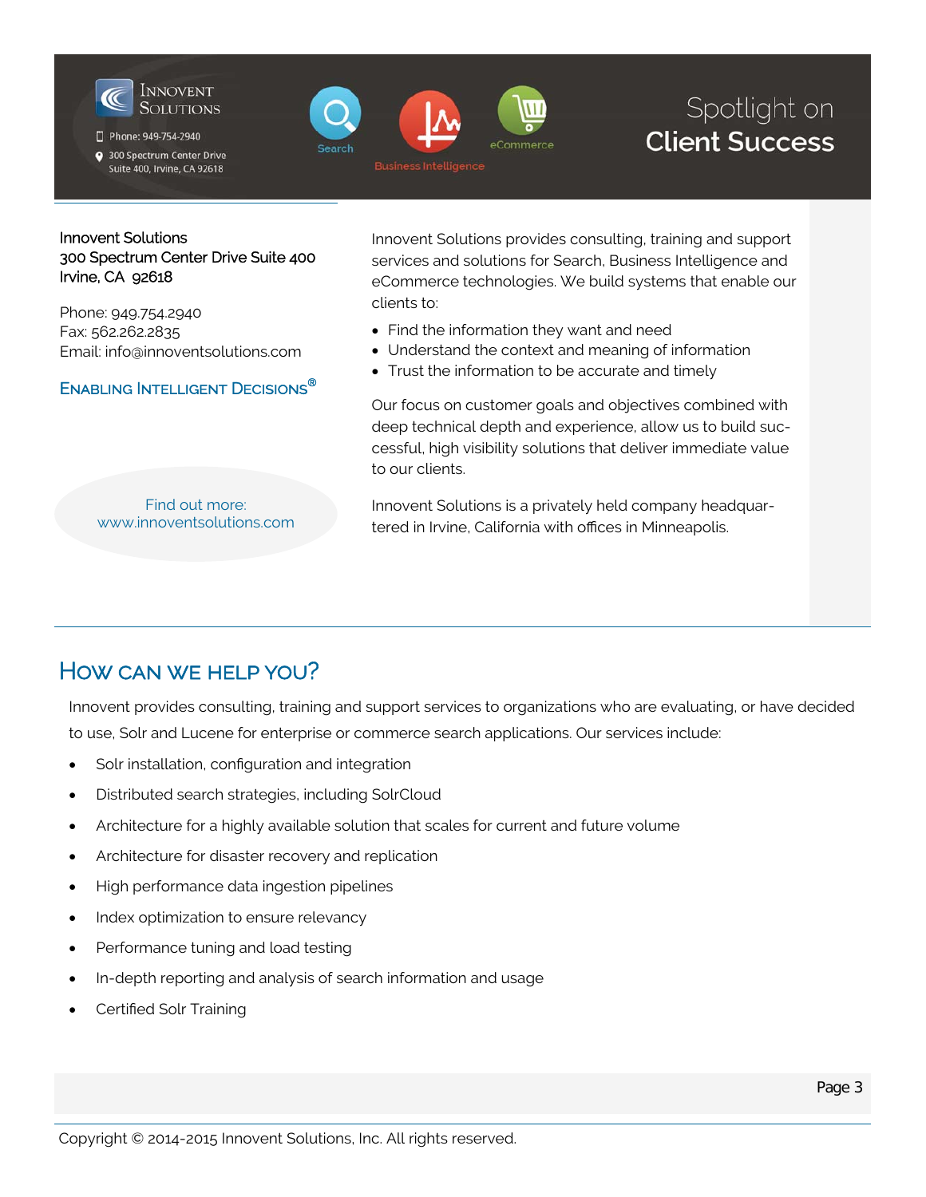Innovent Solutions

Phone: 949-754-2940

300 Spectrum Center Drive
Suite 400, Irvine, CA 92618

Search

Business Intelligence

eCommerce

# Spotlight on **Client Success**

**Innovent Solutions**
**300 Spectrum Center Drive Suite 400**
**Irvine, CA 92618**

Phone: 949.754.2940
Fax: 562.262.2835
Email: info@innoventsolutions.com

ENABLING INTELLIGENT DECISIONS®

Find out more:
www.innoventsolutions.com

Innovent Solutions provides consulting, training and support services and solutions for Search, Business Intelligence and eCommerce technologies. We build systems that enable our clients to:

- Find the information they want and need
- Understand the context and meaning of information
- Trust the information to be accurate and timely

Our focus on customer goals and objectives combined with deep technical depth and experience, allow us to build successful, high visibility solutions that deliver immediate value to our clients.

Innovent Solutions is a privately held company headquartered in Irvine, California with offices in Minneapolis.

## How can we help you?

Innovent provides consulting, training and support services to organizations who are evaluating, or have decided to use, Solr and Lucene for enterprise or commerce search applications. Our services include:

- Solr installation, configuration and integration
- Distributed search strategies, including SolrCloud
- Architecture for a highly available solution that scales for current and future volume
- Architecture for disaster recovery and replication
- High performance data ingestion pipelines
- Index optimization to ensure relevancy
- Performance tuning and load testing
- In-depth reporting and analysis of search information and usage
- Certified Solr Training

Copyright © 2014-2015 Innovent Solutions, Inc. All rights reserved.